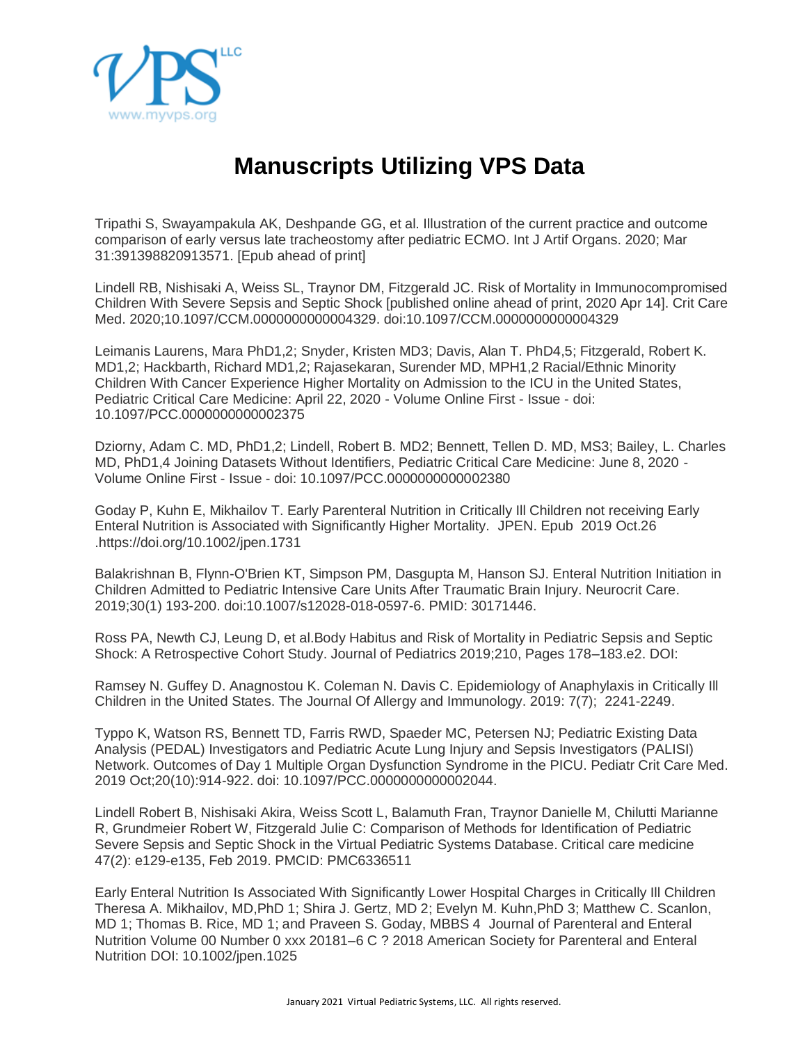# Manuscripts Utilizing VPS Data

Tripathi S, Swayampakula AK, Deshpande GG, et al. Illustration of the current practice and outcome comparison of early versus late tracheostomy after pediatric ECMO. Int J Artif Organs. 2020; Mar 31:391398820913571. [Epub ahead of print]

Lindell RB, Nishisaki A, Weiss SL, Traynor DM, Fitzgerald JC. Risk of Mortality in Immunocompromised Children With Severe Sepsis and Septic Shock [published online ahead of print, 2020 Apr 14]. Crit Care Med. 2020;10.1097/CCM.0000000000004329. doi:10.1097/CCM.0000000000004329

Leimanis Laurens, Mara PhD1,2; Snyder, Kristen MD3; Davis, Alan T. PhD4,5; Fitzgerald, Robert K. MD1,2; Hackbarth, Richard MD1,2; Rajasekaran, Surender MD, MPH1,2 Racial/Ethnic Minority Children With Cancer Experience Higher Mortality on Admission to the ICU in the United States, Pediatric Critical Care Medicine: April 22, 2020 - Volume Online First - Issue - doi: 10.1097/PCC.0000000000002375

Dziorny, Adam C. MD, PhD1,2; Lindell, Robert B. MD2; Bennett, Tellen D. MD, MS3; Bailey, L. Charles MD, PhD1,4 Joining Datasets Without Identifiers, Pediatric Critical Care Medicine: June 8, 2020 - Volume Online First - Issue - doi: 10.1097/PCC.0000000000002380

Goday P, Kuhn E, Mikhailov T. Early Parenteral Nutrition in Critically Ill Children not receiving Early Enteral Nutrition is Associated with Significantly Higher Mortality. JPEN. Epub 2019 Oct.26 .https://doi.org/10.1002/jpen.1731

Balakrishnan B, Flynn-O'Brien KT, Simpson PM, Dasgupta M, Hanson SJ. Enteral Nutrition Initiation in Children Admitted to Pediatric Intensive Care Units After Traumatic Brain Injury. Neurocrit Care. 2019;30(1) 193-200. doi:10.1007/s12028-018-0597-6. PMID: 30171446.

Ross PA, Newth CJ, Leung D, et al.Body Habitus and Risk of Mortality in Pediatric Sepsis and Septic Shock: A Retrospective Cohort Study. Journal of Pediatrics 2019;210, Pages 178–183.e2. DOI:

Ramsey N. Guffey D. Anagnostou K. Coleman N. Davis C. Epidemiology of Anaphylaxis in Critically Ill Children in the United States. The Journal Of Allergy and Immunology. 2019: 7(7); 2241-2249.

Typpo K, Watson RS, Bennett TD, Farris RWD, Spaeder MC, Petersen NJ; Pediatric Existing Data Analysis (PEDAL) Investigators and Pediatric Acute Lung Injury and Sepsis Investigators (PALISI) Network. Outcomes of Day 1 Multiple Organ Dysfunction Syndrome in the PICU. Pediatr Crit Care Med. 2019 Oct;20(10):914-922. doi: 10.1097/PCC.0000000000002044.

Lindell Robert B, Nishisaki Akira, Weiss Scott L, Balamuth Fran, Traynor Danielle M, Chilutti Marianne R, Grundmeier Robert W, Fitzgerald Julie C: Comparison of Methods for Identification of Pediatric Severe Sepsis and Septic Shock in the Virtual Pediatric Systems Database. Critical care medicine 47(2): e129-e135, Feb 2019. PMCID: PMC6336511

Early Enteral Nutrition Is Associated With Significantly Lower Hospital Charges in Critically Ill Children Theresa A. Mikhailov, MD,PhD 1; Shira J. Gertz, MD 2; Evelyn M. Kuhn,PhD 3; Matthew C. Scanlon, MD 1; Thomas B. Rice, MD 1; and Praveen S. Goday, MBBS 4 Journal of Parenteral and Enteral Nutrition Volume 00 Number 0 xxx 20181–6 C ? 2018 American Society for Parenteral and Enteral Nutrition DOI: 10.1002/jpen.1025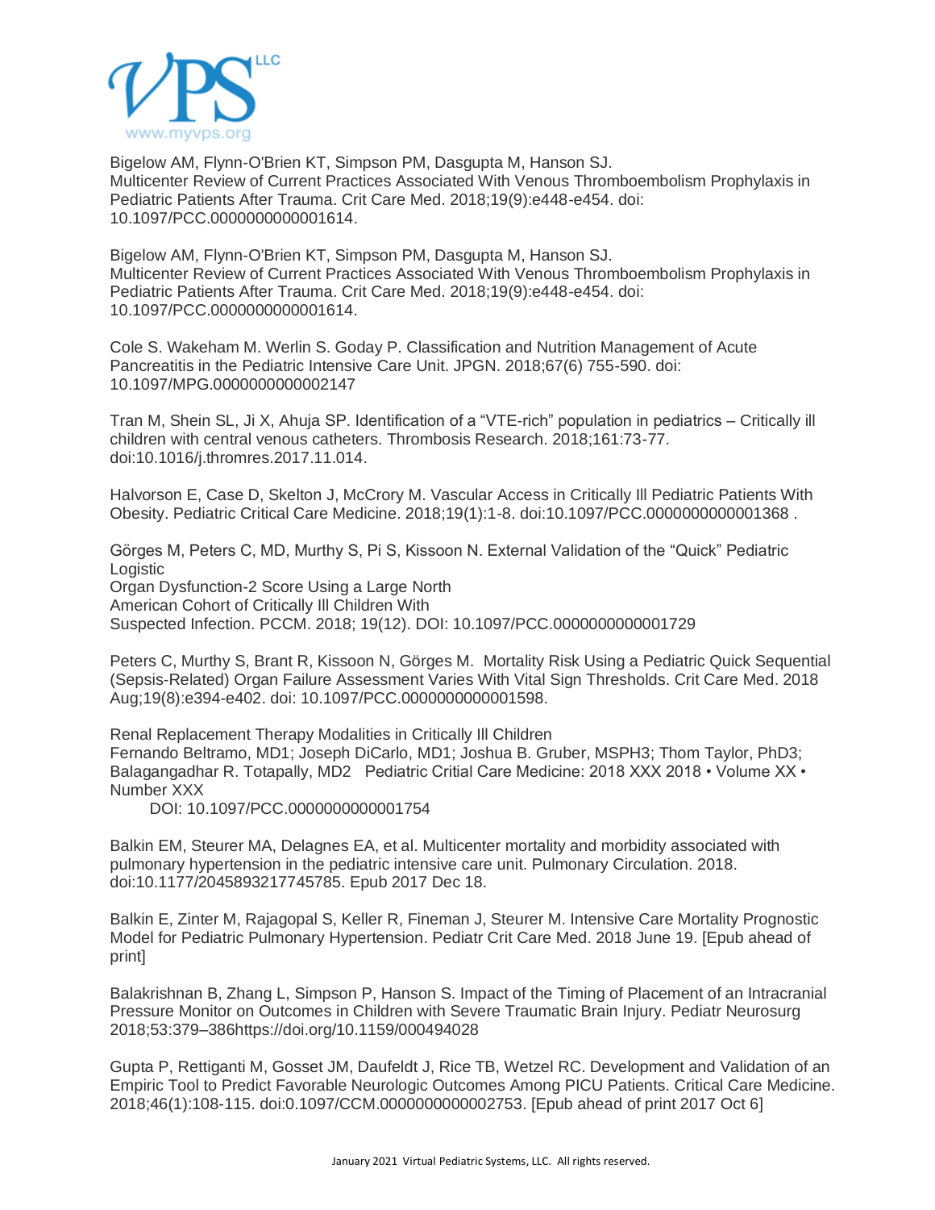Bigelow AM, Flynn-O'Brien KT, Simpson PM, Dasgupta M, Hanson SJ. Multicenter Review of Current Practices Associated With Venous Thromboembolism Prophylaxis in Pediatric Patients After Trauma. Crit Care Med. 2018;19(9):e448-e454. doi: 10.1097/PCC.0000000000001614.

Bigelow AM, Flynn-O'Brien KT, Simpson PM, Dasgupta M, Hanson SJ. Multicenter Review of Current Practices Associated With Venous Thromboembolism Prophylaxis in Pediatric Patients After Trauma. Crit Care Med. 2018;19(9):e448-e454. doi: 10.1097/PCC.0000000000001614.

Cole S. Wakeham M. Werlin S. Goday P. Classification and Nutrition Management of Acute Pancreatitis in the Pediatric Intensive Care Unit. JPGN. 2018;67(6) 755-590. doi: 10.1097/MPG.0000000000002147

Tran M, Shein SL, Ji X, Ahuja SP. Identification of a "VTE-rich" population in pediatrics – Critically ill children with central venous catheters. Thrombosis Research. 2018;161:73-77. doi:10.1016/j.thromres.2017.11.014.

Halvorson E, Case D, Skelton J, McCrory M. Vascular Access in Critically Ill Pediatric Patients With Obesity. Pediatric Critical Care Medicine. 2018;19(1):1-8. doi:10.1097/PCC.0000000000001368 .

Görges M, Peters C, MD, Murthy S, Pi S, Kissoon N. External Validation of the "Quick" Pediatric Logistic
Organ Dysfunction-2 Score Using a Large North
American Cohort of Critically Ill Children With
Suspected Infection. PCCM. 2018; 19(12). DOI: 10.1097/PCC.0000000000001729

Peters C, Murthy S, Brant R, Kissoon N, Görges M. Mortality Risk Using a Pediatric Quick Sequential (Sepsis-Related) Organ Failure Assessment Varies With Vital Sign Thresholds. Crit Care Med. 2018 Aug;19(8):e394-e402. doi: 10.1097/PCC.0000000000001598.

Renal Replacement Therapy Modalities in Critically Ill Children
Fernando Beltramo, MD1; Joseph DiCarlo, MD1; Joshua B. Gruber, MSPH3; Thom Taylor, PhD3; Balagangadhar R. Totapally, MD2 Pediatric Critial Care Medicine: 2018 XXX 2018 • Volume XX • Number XXX
DOI: 10.1097/PCC.0000000000001754

Balkin EM, Steurer MA, Delagnes EA, et al. Multicenter mortality and morbidity associated with pulmonary hypertension in the pediatric intensive care unit. Pulmonary Circulation. 2018. doi:10.1177/2045893217745785. Epub 2017 Dec 18.

Balkin E, Zinter M, Rajagopal S, Keller R, Fineman J, Steurer M. Intensive Care Mortality Prognostic Model for Pediatric Pulmonary Hypertension. Pediatr Crit Care Med. 2018 June 19. [Epub ahead of print]

Balakrishnan B, Zhang L, Simpson P, Hanson S. Impact of the Timing of Placement of an Intracranial Pressure Monitor on Outcomes in Children with Severe Traumatic Brain Injury. Pediatr Neurosurg 2018;53:379–386https://doi.org/10.1159/000494028

Gupta P, Rettiganti M, Gosset JM, Daufeldt J, Rice TB, Wetzel RC. Development and Validation of an Empiric Tool to Predict Favorable Neurologic Outcomes Among PICU Patients. Critical Care Medicine. 2018;46(1):108-115. doi:0.1097/CCM.0000000000002753. [Epub ahead of print 2017 Oct 6]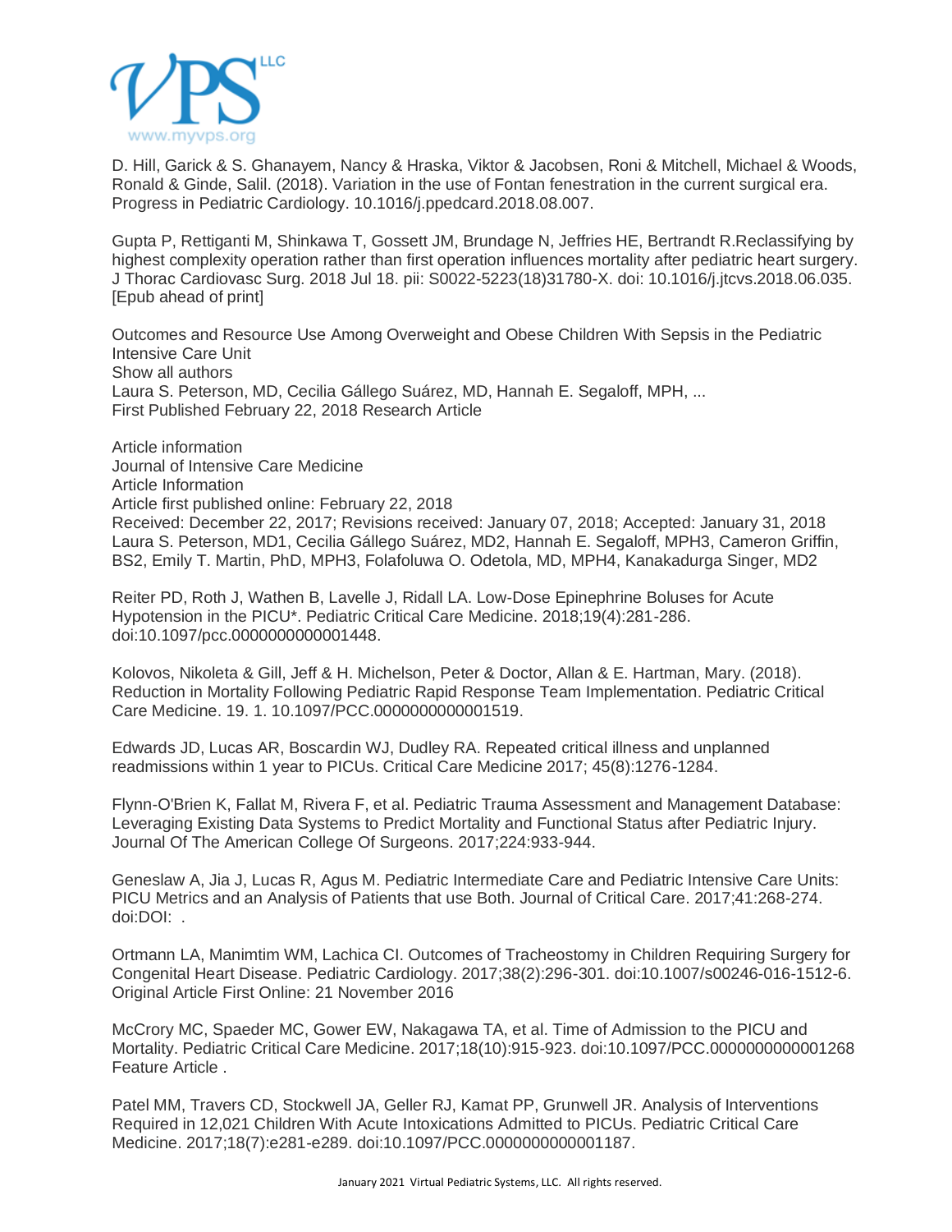D. Hill, Garick & S. Ghanayem, Nancy & Hraska, Viktor & Jacobsen, Roni & Mitchell, Michael & Woods, Ronald & Ginde, Salil. (2018). Variation in the use of Fontan fenestration in the current surgical era. Progress in Pediatric Cardiology. 10.1016/j.ppedcard.2018.08.007.

Gupta P, Rettiganti M, Shinkawa T, Gossett JM, Brundage N, Jeffries HE, Bertrandt R.Reclassifying by highest complexity operation rather than first operation influences mortality after pediatric heart surgery. J Thorac Cardiovasc Surg. 2018 Jul 18. pii: S0022-5223(18)31780-X. doi: 10.1016/j.jtcvs.2018.06.035. [Epub ahead of print]

Outcomes and Resource Use Among Overweight and Obese Children With Sepsis in the Pediatric Intensive Care Unit
Show all authors
Laura S. Peterson, MD, Cecilia Gállego Suárez, MD, Hannah E. Segaloff, MPH, ...
First Published February 22, 2018 Research Article

Article information
Journal of Intensive Care Medicine
Article Information
Article first published online: February 22, 2018
Received: December 22, 2017; Revisions received: January 07, 2018; Accepted: January 31, 2018
Laura S. Peterson, MD1, Cecilia Gállego Suárez, MD2, Hannah E. Segaloff, MPH3, Cameron Griffin, BS2, Emily T. Martin, PhD, MPH3, Folafoluwa O. Odetola, MD, MPH4, Kanakadurga Singer, MD2

Reiter PD, Roth J, Wathen B, Lavelle J, Ridall LA. Low-Dose Epinephrine Boluses for Acute Hypotension in the PICU*. Pediatric Critical Care Medicine. 2018;19(4):281-286. doi:10.1097/pcc.0000000000001448.

Kolovos, Nikoleta & Gill, Jeff & H. Michelson, Peter & Doctor, Allan & E. Hartman, Mary. (2018). Reduction in Mortality Following Pediatric Rapid Response Team Implementation. Pediatric Critical Care Medicine. 19. 1. 10.1097/PCC.0000000000001519.

Edwards JD, Lucas AR, Boscardin WJ, Dudley RA. Repeated critical illness and unplanned readmissions within 1 year to PICUs. Critical Care Medicine 2017; 45(8):1276-1284.

Flynn-O'Brien K, Fallat M, Rivera F, et al. Pediatric Trauma Assessment and Management Database: Leveraging Existing Data Systems to Predict Mortality and Functional Status after Pediatric Injury. Journal Of The American College Of Surgeons. 2017;224:933-944.

Geneslaw A, Jia J, Lucas R, Agus M. Pediatric Intermediate Care and Pediatric Intensive Care Units: PICU Metrics and an Analysis of Patients that use Both. Journal of Critical Care. 2017;41:268-274. doi:DOI: .

Ortmann LA, Manimtim WM, Lachica CI. Outcomes of Tracheostomy in Children Requiring Surgery for Congenital Heart Disease. Pediatric Cardiology. 2017;38(2):296-301. doi:10.1007/s00246-016-1512-6. Original Article First Online: 21 November 2016

McCrory MC, Spaeder MC, Gower EW, Nakagawa TA, et al. Time of Admission to the PICU and Mortality. Pediatric Critical Care Medicine. 2017;18(10):915-923. doi:10.1097/PCC.0000000000001268 Feature Article .

Patel MM, Travers CD, Stockwell JA, Geller RJ, Kamat PP, Grunwell JR. Analysis of Interventions Required in 12,021 Children With Acute Intoxications Admitted to PICUs. Pediatric Critical Care Medicine. 2017;18(7):e281-e289. doi:10.1097/PCC.0000000000001187.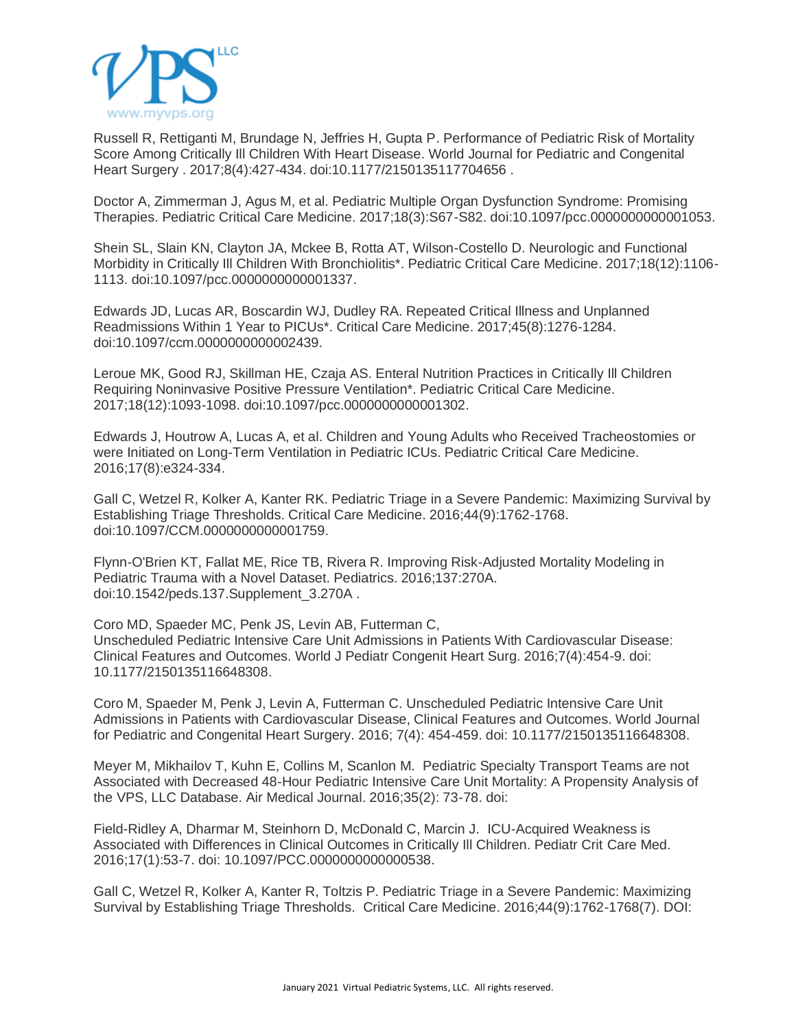Russell R, Rettiganti M, Brundage N, Jeffries H, Gupta P. Performance of Pediatric Risk of Mortality Score Among Critically Ill Children With Heart Disease. World Journal for Pediatric and Congenital Heart Surgery . 2017;8(4):427-434. doi:10.1177/2150135117704656 .

Doctor A, Zimmerman J, Agus M, et al. Pediatric Multiple Organ Dysfunction Syndrome: Promising Therapies. Pediatric Critical Care Medicine. 2017;18(3):S67-S82. doi:10.1097/pcc.0000000000001053.

Shein SL, Slain KN, Clayton JA, Mckee B, Rotta AT, Wilson-Costello D. Neurologic and Functional Morbidity in Critically Ill Children With Bronchiolitis*. Pediatric Critical Care Medicine. 2017;18(12):1106-1113. doi:10.1097/pcc.0000000000001337.

Edwards JD, Lucas AR, Boscardin WJ, Dudley RA. Repeated Critical Illness and Unplanned Readmissions Within 1 Year to PICUs*. Critical Care Medicine. 2017;45(8):1276-1284. doi:10.1097/ccm.0000000000002439.

Leroue MK, Good RJ, Skillman HE, Czaja AS. Enteral Nutrition Practices in Critically Ill Children Requiring Noninvasive Positive Pressure Ventilation*. Pediatric Critical Care Medicine. 2017;18(12):1093-1098. doi:10.1097/pcc.0000000000001302.

Edwards J, Houtrow A, Lucas A, et al. Children and Young Adults who Received Tracheostomies or were Initiated on Long-Term Ventilation in Pediatric ICUs. Pediatric Critical Care Medicine. 2016;17(8):e324-334.

Gall C, Wetzel R, Kolker A, Kanter RK. Pediatric Triage in a Severe Pandemic: Maximizing Survival by Establishing Triage Thresholds. Critical Care Medicine. 2016;44(9):1762-1768. doi:10.1097/CCM.0000000000001759.

Flynn-O'Brien KT, Fallat ME, Rice TB, Rivera R. Improving Risk-Adjusted Mortality Modeling in Pediatric Trauma with a Novel Dataset. Pediatrics. 2016;137:270A. doi:10.1542/peds.137.Supplement_3.270A .

Coro MD, Spaeder MC, Penk JS, Levin AB, Futterman C, Unscheduled Pediatric Intensive Care Unit Admissions in Patients With Cardiovascular Disease: Clinical Features and Outcomes. World J Pediatr Congenit Heart Surg. 2016;7(4):454-9. doi: 10.1177/2150135116648308.

Coro M, Spaeder M, Penk J, Levin A, Futterman C. Unscheduled Pediatric Intensive Care Unit Admissions in Patients with Cardiovascular Disease, Clinical Features and Outcomes. World Journal for Pediatric and Congenital Heart Surgery. 2016; 7(4): 454-459. doi: 10.1177/2150135116648308.

Meyer M, Mikhailov T, Kuhn E, Collins M, Scanlon M. Pediatric Specialty Transport Teams are not Associated with Decreased 48-Hour Pediatric Intensive Care Unit Mortality: A Propensity Analysis of the VPS, LLC Database. Air Medical Journal. 2016;35(2): 73-78. doi:

Field-Ridley A, Dharmar M, Steinhorn D, McDonald C, Marcin J. ICU-Acquired Weakness is Associated with Differences in Clinical Outcomes in Critically Ill Children. Pediatr Crit Care Med. 2016;17(1):53-7. doi: 10.1097/PCC.0000000000000538.

Gall C, Wetzel R, Kolker A, Kanter R, Toltzis P. Pediatric Triage in a Severe Pandemic: Maximizing Survival by Establishing Triage Thresholds. Critical Care Medicine. 2016;44(9):1762-1768(7). DOI: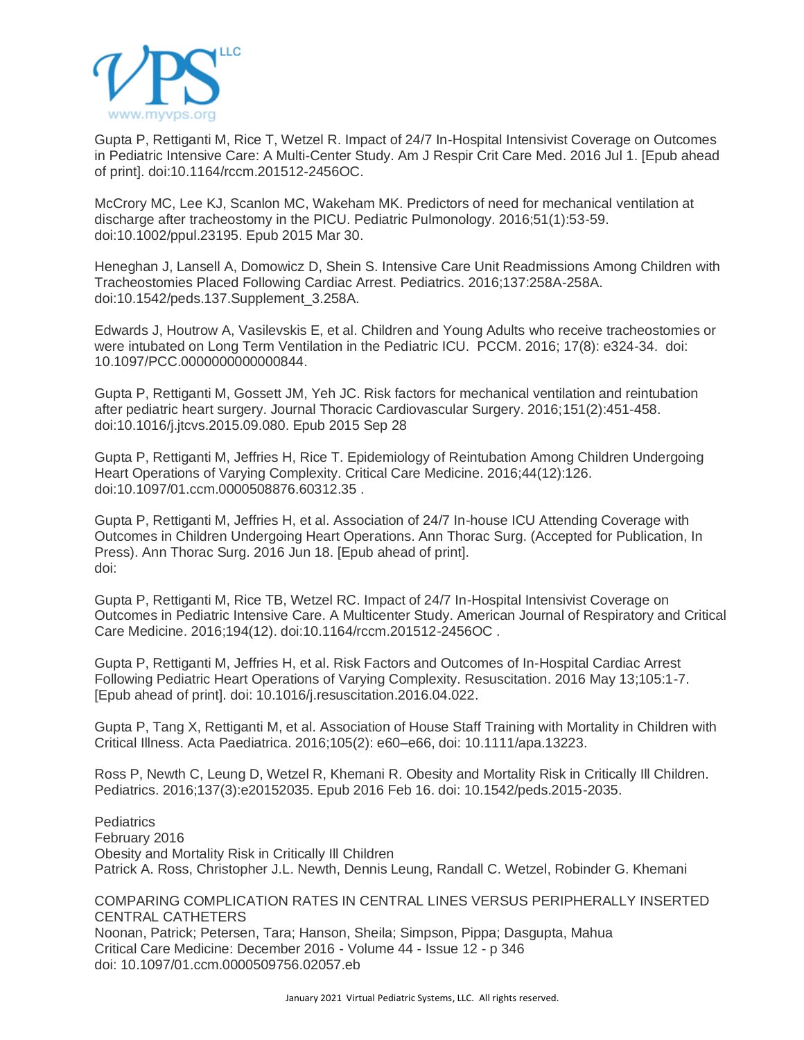Gupta P, Rettiganti M, Rice T, Wetzel R. Impact of 24/7 In-Hospital Intensivist Coverage on Outcomes in Pediatric Intensive Care: A Multi-Center Study. Am J Respir Crit Care Med. 2016 Jul 1. [Epub ahead of print]. doi:10.1164/rccm.201512-2456OC.

McCrory MC, Lee KJ, Scanlon MC, Wakeham MK. Predictors of need for mechanical ventilation at discharge after tracheostomy in the PICU. Pediatric Pulmonology. 2016;51(1):53-59. doi:10.1002/ppul.23195. Epub 2015 Mar 30.

Heneghan J, Lansell A, Domowicz D, Shein S. Intensive Care Unit Readmissions Among Children with Tracheostomies Placed Following Cardiac Arrest. Pediatrics. 2016;137:258A-258A. doi:10.1542/peds.137.Supplement_3.258A.

Edwards J, Houtrow A, Vasilevskis E, et al. Children and Young Adults who receive tracheostomies or were intubated on Long Term Ventilation in the Pediatric ICU. PCCM. 2016; 17(8): e324-34. doi: 10.1097/PCC.0000000000000844.

Gupta P, Rettiganti M, Gossett JM, Yeh JC. Risk factors for mechanical ventilation and reintubation after pediatric heart surgery. Journal Thoracic Cardiovascular Surgery. 2016;151(2):451-458. doi:10.1016/j.jtcvs.2015.09.080. Epub 2015 Sep 28

Gupta P, Rettiganti M, Jeffries H, Rice T. Epidemiology of Reintubation Among Children Undergoing Heart Operations of Varying Complexity. Critical Care Medicine. 2016;44(12):126. doi:10.1097/01.ccm.0000508876.60312.35 .

Gupta P, Rettiganti M, Jeffries H, et al. Association of 24/7 In-house ICU Attending Coverage with Outcomes in Children Undergoing Heart Operations. Ann Thorac Surg. (Accepted for Publication, In Press). Ann Thorac Surg. 2016 Jun 18. [Epub ahead of print]. doi:

Gupta P, Rettiganti M, Rice TB, Wetzel RC. Impact of 24/7 In-Hospital Intensivist Coverage on Outcomes in Pediatric Intensive Care. A Multicenter Study. American Journal of Respiratory and Critical Care Medicine. 2016;194(12). doi:10.1164/rccm.201512-2456OC .

Gupta P, Rettiganti M, Jeffries H, et al. Risk Factors and Outcomes of In-Hospital Cardiac Arrest Following Pediatric Heart Operations of Varying Complexity. Resuscitation. 2016 May 13;105:1-7. [Epub ahead of print]. doi: 10.1016/j.resuscitation.2016.04.022.

Gupta P, Tang X, Rettiganti M, et al. Association of House Staff Training with Mortality in Children with Critical Illness. Acta Paediatrica. 2016;105(2): e60–e66, doi: 10.1111/apa.13223.

Ross P, Newth C, Leung D, Wetzel R, Khemani R. Obesity and Mortality Risk in Critically Ill Children. Pediatrics. 2016;137(3):e20152035. Epub 2016 Feb 16. doi: 10.1542/peds.2015-2035.

Pediatrics
February 2016
Obesity and Mortality Risk in Critically Ill Children
Patrick A. Ross, Christopher J.L. Newth, Dennis Leung, Randall C. Wetzel, Robinder G. Khemani

COMPARING COMPLICATION RATES IN CENTRAL LINES VERSUS PERIPHERALLY INSERTED CENTRAL CATHETERS
Noonan, Patrick; Petersen, Tara; Hanson, Sheila; Simpson, Pippa; Dasgupta, Mahua
Critical Care Medicine: December 2016 - Volume 44 - Issue 12 - p 346
doi: 10.1097/01.ccm.0000509756.02057.eb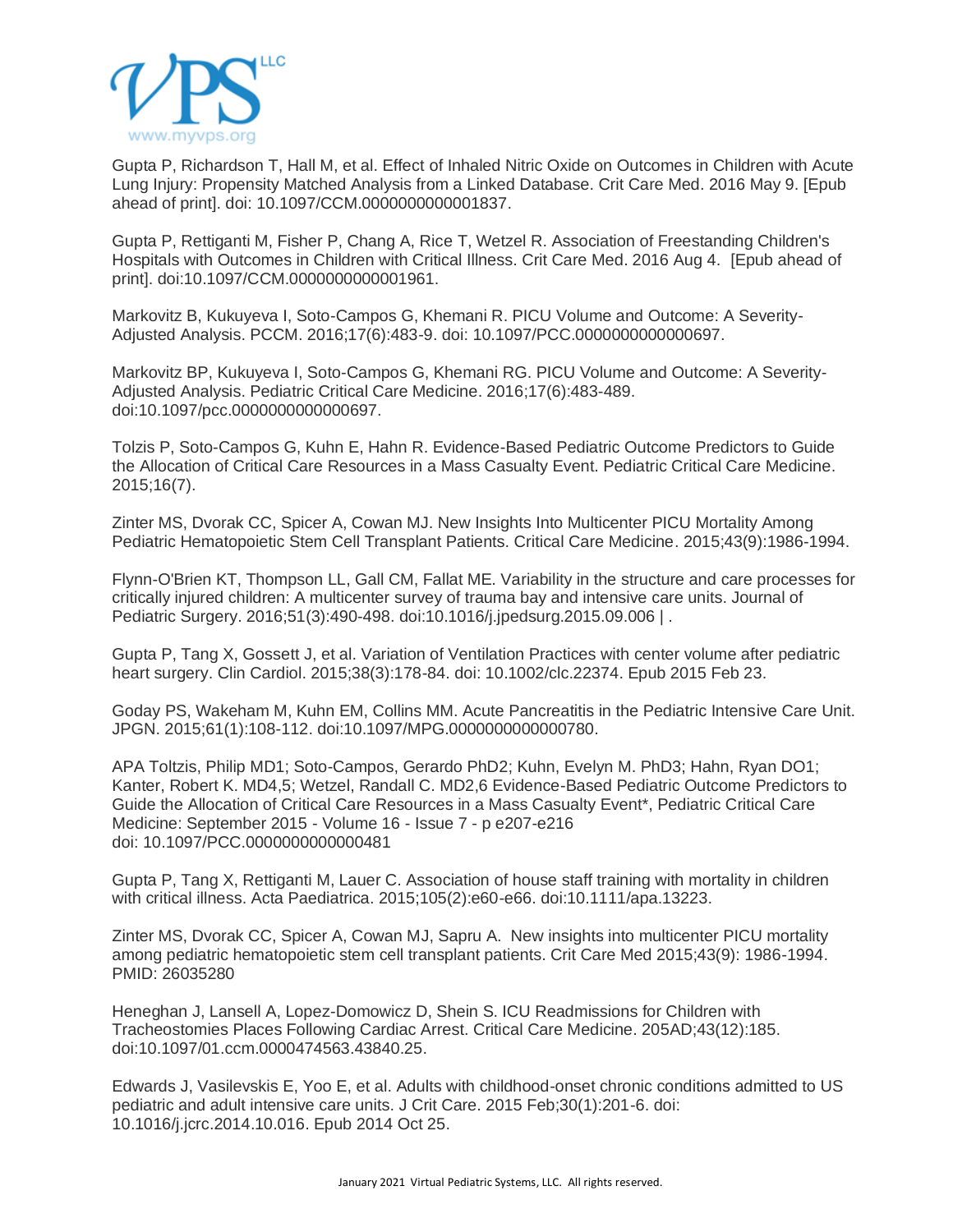Gupta P, Richardson T, Hall M, et al. Effect of Inhaled Nitric Oxide on Outcomes in Children with Acute Lung Injury: Propensity Matched Analysis from a Linked Database. Crit Care Med. 2016 May 9. [Epub ahead of print]. doi: 10.1097/CCM.0000000000001837.

Gupta P, Rettiganti M, Fisher P, Chang A, Rice T, Wetzel R. Association of Freestanding Children's Hospitals with Outcomes in Children with Critical Illness. Crit Care Med. 2016 Aug 4. [Epub ahead of print]. doi:10.1097/CCM.0000000000001961.

Markovitz B, Kukuyeva I, Soto-Campos G, Khemani R. PICU Volume and Outcome: A Severity-Adjusted Analysis. PCCM. 2016;17(6):483-9. doi: 10.1097/PCC.0000000000000697.

Markovitz BP, Kukuyeva I, Soto-Campos G, Khemani RG. PICU Volume and Outcome: A Severity-Adjusted Analysis. Pediatric Critical Care Medicine. 2016;17(6):483-489. doi:10.1097/pcc.0000000000000697.

Tolzis P, Soto-Campos G, Kuhn E, Hahn R. Evidence-Based Pediatric Outcome Predictors to Guide the Allocation of Critical Care Resources in a Mass Casualty Event. Pediatric Critical Care Medicine. 2015;16(7).

Zinter MS, Dvorak CC, Spicer A, Cowan MJ. New Insights Into Multicenter PICU Mortality Among Pediatric Hematopoietic Stem Cell Transplant Patients. Critical Care Medicine. 2015;43(9):1986-1994.

Flynn-O'Brien KT, Thompson LL, Gall CM, Fallat ME. Variability in the structure and care processes for critically injured children: A multicenter survey of trauma bay and intensive care units. Journal of Pediatric Surgery. 2016;51(3):490-498. doi:10.1016/j.jpedsurg.2015.09.006 | .

Gupta P, Tang X, Gossett J, et al. Variation of Ventilation Practices with center volume after pediatric heart surgery. Clin Cardiol. 2015;38(3):178-84. doi: 10.1002/clc.22374. Epub 2015 Feb 23.

Goday PS, Wakeham M, Kuhn EM, Collins MM. Acute Pancreatitis in the Pediatric Intensive Care Unit. JPGN. 2015;61(1):108-112. doi:10.1097/MPG.0000000000000780.

APA Toltzis, Philip MD1; Soto-Campos, Gerardo PhD2; Kuhn, Evelyn M. PhD3; Hahn, Ryan DO1; Kanter, Robert K. MD4,5; Wetzel, Randall C. MD2,6 Evidence-Based Pediatric Outcome Predictors to Guide the Allocation of Critical Care Resources in a Mass Casualty Event*, Pediatric Critical Care Medicine: September 2015 - Volume 16 - Issue 7 - p e207-e216
doi: 10.1097/PCC.0000000000000481

Gupta P, Tang X, Rettiganti M, Lauer C. Association of house staff training with mortality in children with critical illness. Acta Paediatrica. 2015;105(2):e60-e66. doi:10.1111/apa.13223.

Zinter MS, Dvorak CC, Spicer A, Cowan MJ, Sapru A. New insights into multicenter PICU mortality among pediatric hematopoietic stem cell transplant patients. Crit Care Med 2015;43(9): 1986-1994. PMID: 26035280

Heneghan J, Lansell A, Lopez-Domowicz D, Shein S. ICU Readmissions for Children with Tracheostomies Places Following Cardiac Arrest. Critical Care Medicine. 205AD;43(12):185. doi:10.1097/01.ccm.0000474563.43840.25.

Edwards J, Vasilevskis E, Yoo E, et al. Adults with childhood-onset chronic conditions admitted to US pediatric and adult intensive care units. J Crit Care. 2015 Feb;30(1):201-6. doi: 10.1016/j.jcrc.2014.10.016. Epub 2014 Oct 25.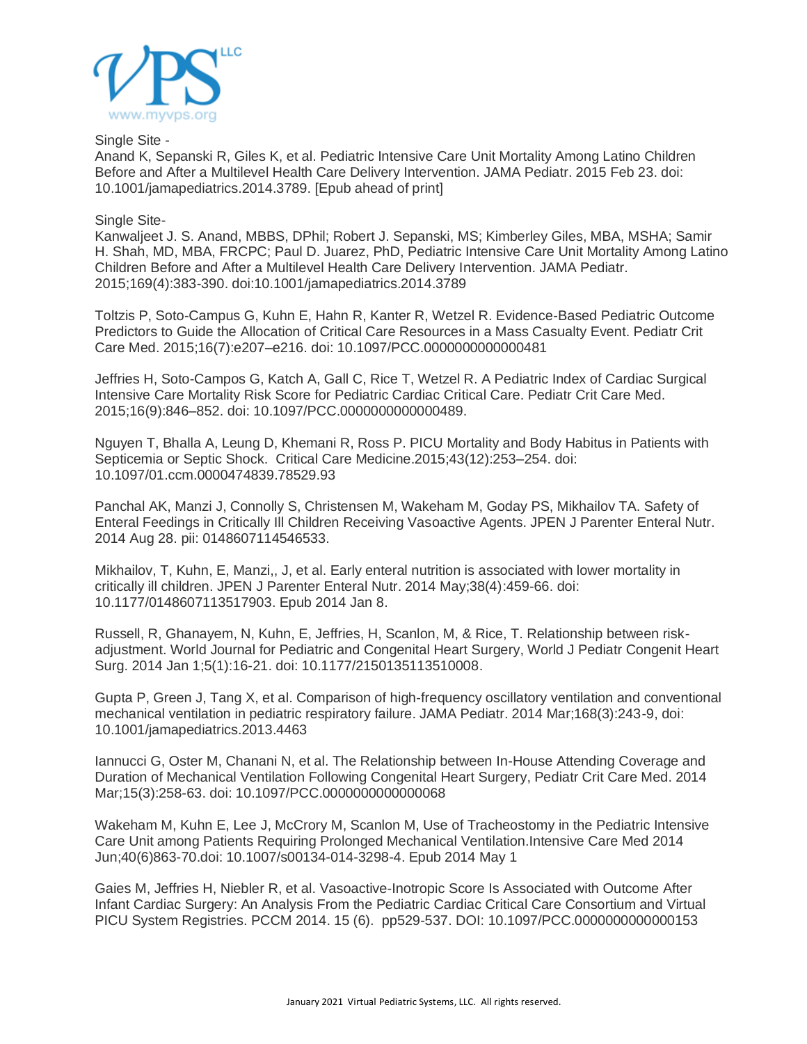Single Site -
Anand K, Sepanski R, Giles K, et al. Pediatric Intensive Care Unit Mortality Among Latino Children Before and After a Multilevel Health Care Delivery Intervention. JAMA Pediatr. 2015 Feb 23. doi: 10.1001/jamapediatrics.2014.3789. [Epub ahead of print]

Single Site-
Kanwaljeet J. S. Anand, MBBS, DPhil; Robert J. Sepanski, MS; Kimberley Giles, MBA, MSHA; Samir H. Shah, MD, MBA, FRCPC; Paul D. Juarez, PhD, Pediatric Intensive Care Unit Mortality Among Latino Children Before and After a Multilevel Health Care Delivery Intervention. JAMA Pediatr. 2015;169(4):383-390. doi:10.1001/jamapediatrics.2014.3789

Toltzis P, Soto-Campus G, Kuhn E, Hahn R, Kanter R, Wetzel R. Evidence-Based Pediatric Outcome Predictors to Guide the Allocation of Critical Care Resources in a Mass Casualty Event. Pediatr Crit Care Med. 2015;16(7):e207–e216. doi: 10.1097/PCC.0000000000000481

Jeffries H, Soto-Campos G, Katch A, Gall C, Rice T, Wetzel R. A Pediatric Index of Cardiac Surgical Intensive Care Mortality Risk Score for Pediatric Cardiac Critical Care. Pediatr Crit Care Med. 2015;16(9):846–852. doi: 10.1097/PCC.0000000000000489.

Nguyen T, Bhalla A, Leung D, Khemani R, Ross P. PICU Mortality and Body Habitus in Patients with Septicemia or Septic Shock. Critical Care Medicine.2015;43(12):253–254. doi: 10.1097/01.ccm.0000474839.78529.93

Panchal AK, Manzi J, Connolly S, Christensen M, Wakeham M, Goday PS, Mikhailov TA. Safety of Enteral Feedings in Critically Ill Children Receiving Vasoactive Agents. JPEN J Parenter Enteral Nutr. 2014 Aug 28. pii: 0148607114546533.

Mikhailov, T, Kuhn, E, Manzi,, J, et al. Early enteral nutrition is associated with lower mortality in critically ill children. JPEN J Parenter Enteral Nutr. 2014 May;38(4):459-66. doi: 10.1177/0148607113517903. Epub 2014 Jan 8.

Russell, R, Ghanayem, N, Kuhn, E, Jeffries, H, Scanlon, M, & Rice, T. Relationship between risk-adjustment. World Journal for Pediatric and Congenital Heart Surgery, World J Pediatr Congenit Heart Surg. 2014 Jan 1;5(1):16-21. doi: 10.1177/2150135113510008.

Gupta P, Green J, Tang X, et al. Comparison of high-frequency oscillatory ventilation and conventional mechanical ventilation in pediatric respiratory failure. JAMA Pediatr. 2014 Mar;168(3):243-9, doi: 10.1001/jamapediatrics.2013.4463

Iannucci G, Oster M, Chanani N, et al. The Relationship between In-House Attending Coverage and Duration of Mechanical Ventilation Following Congenital Heart Surgery, Pediatr Crit Care Med. 2014 Mar;15(3):258-63. doi: 10.1097/PCC.0000000000000068

Wakeham M, Kuhn E, Lee J, McCrory M, Scanlon M, Use of Tracheostomy in the Pediatric Intensive Care Unit among Patients Requiring Prolonged Mechanical Ventilation.Intensive Care Med 2014 Jun;40(6)863-70.doi: 10.1007/s00134-014-3298-4. Epub 2014 May 1

Gaies M, Jeffries H, Niebler R, et al. Vasoactive-Inotropic Score Is Associated with Outcome After Infant Cardiac Surgery: An Analysis From the Pediatric Cardiac Critical Care Consortium and Virtual PICU System Registries. PCCM 2014. 15 (6). pp529-537. DOI: 10.1097/PCC.0000000000000153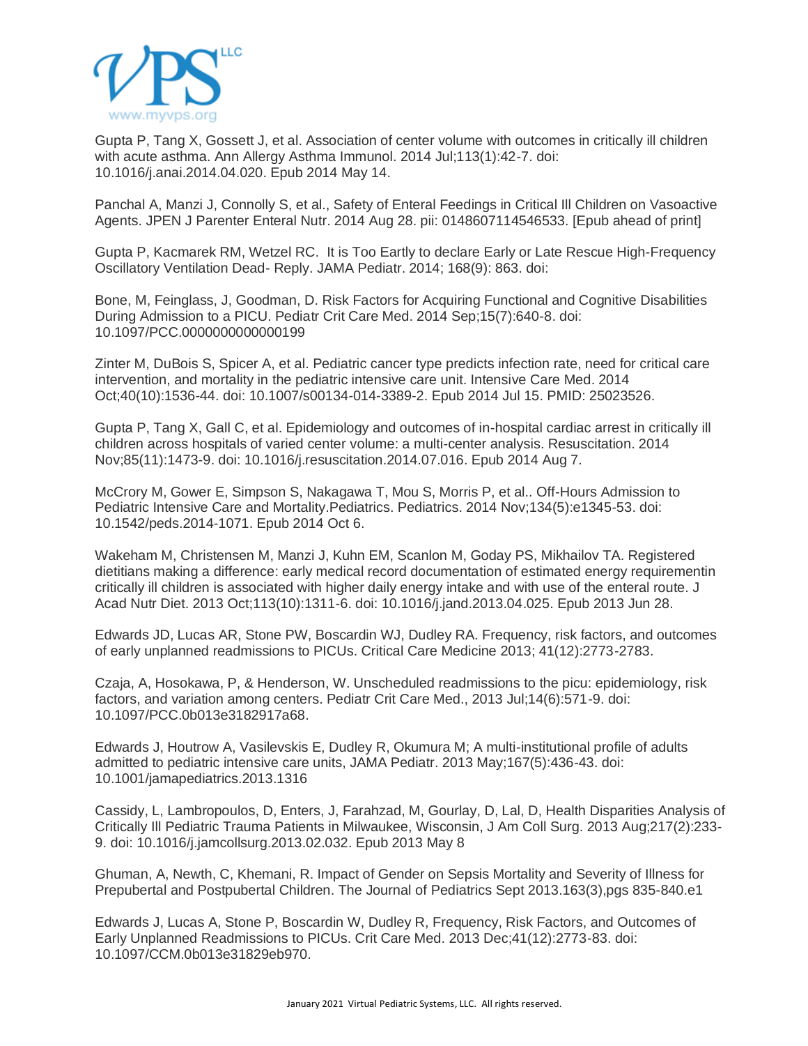Gupta P, Tang X, Gossett J, et al. Association of center volume with outcomes in critically ill children with acute asthma. Ann Allergy Asthma Immunol. 2014 Jul;113(1):42-7. doi: 10.1016/j.anai.2014.04.020. Epub 2014 May 14.

Panchal A, Manzi J, Connolly S, et al., Safety of Enteral Feedings in Critical Ill Children on Vasoactive Agents. JPEN J Parenter Enteral Nutr. 2014 Aug 28. pii: 0148607114546533. [Epub ahead of print]

Gupta P, Kacmarek RM, Wetzel RC.  It is Too Eartly to declare Early or Late Rescue High-Frequency Oscillatory Ventilation Dead- Reply. JAMA Pediatr. 2014; 168(9): 863. doi:

Bone, M, Feinglass, J, Goodman, D. Risk Factors for Acquiring Functional and Cognitive Disabilities During Admission to a PICU. Pediatr Crit Care Med. 2014 Sep;15(7):640-8. doi: 10.1097/PCC.0000000000000199

Zinter M, DuBois S, Spicer A, et al. Pediatric cancer type predicts infection rate, need for critical care intervention, and mortality in the pediatric intensive care unit. Intensive Care Med. 2014 Oct;40(10):1536-44. doi: 10.1007/s00134-014-3389-2. Epub 2014 Jul 15. PMID: 25023526.

Gupta P, Tang X, Gall C, et al. Epidemiology and outcomes of in-hospital cardiac arrest in critically ill children across hospitals of varied center volume: a multi-center analysis. Resuscitation. 2014 Nov;85(11):1473-9. doi: 10.1016/j.resuscitation.2014.07.016. Epub 2014 Aug 7.

McCrory M, Gower E, Simpson S, Nakagawa T, Mou S, Morris P, et al.. Off-Hours Admission to Pediatric Intensive Care and Mortality.Pediatrics. Pediatrics. 2014 Nov;134(5):e1345-53. doi: 10.1542/peds.2014-1071. Epub 2014 Oct 6.

Wakeham M, Christensen M, Manzi J, Kuhn EM, Scanlon M, Goday PS, Mikhailov TA. Registered dietitians making a difference: early medical record documentation of estimated energy requirementin critically ill children is associated with higher daily energy intake and with use of the enteral route. J Acad Nutr Diet. 2013 Oct;113(10):1311-6. doi: 10.1016/j.jand.2013.04.025. Epub 2013 Jun 28.

Edwards JD, Lucas AR, Stone PW, Boscardin WJ, Dudley RA. Frequency, risk factors, and outcomes of early unplanned readmissions to PICUs. Critical Care Medicine 2013; 41(12):2773-2783.

Czaja, A, Hosokawa, P, & Henderson, W. Unscheduled readmissions to the picu: epidemiology, risk factors, and variation among centers. Pediatr Crit Care Med., 2013 Jul;14(6):571-9. doi: 10.1097/PCC.0b013e3182917a68.

Edwards J, Houtrow A, Vasilevskis E, Dudley R, Okumura M; A multi-institutional profile of adults admitted to pediatric intensive care units, JAMA Pediatr. 2013 May;167(5):436-43. doi: 10.1001/jamapediatrics.2013.1316

Cassidy, L, Lambropoulos, D, Enters, J, Farahzad, M, Gourlay, D, Lal, D, Health Disparities Analysis of Critically Ill Pediatric Trauma Patients in Milwaukee, Wisconsin, J Am Coll Surg. 2013 Aug;217(2):233-9. doi: 10.1016/j.jamcollsurg.2013.02.032. Epub 2013 May 8

Ghuman, A, Newth, C, Khemani, R. Impact of Gender on Sepsis Mortality and Severity of Illness for Prepubertal and Postpubertal Children. The Journal of Pediatrics Sept 2013.163(3),pgs 835-840.e1

Edwards J, Lucas A, Stone P, Boscardin W, Dudley R, Frequency, Risk Factors, and Outcomes of Early Unplanned Readmissions to PICUs. Crit Care Med. 2013 Dec;41(12):2773-83. doi: 10.1097/CCM.0b013e31829eb970.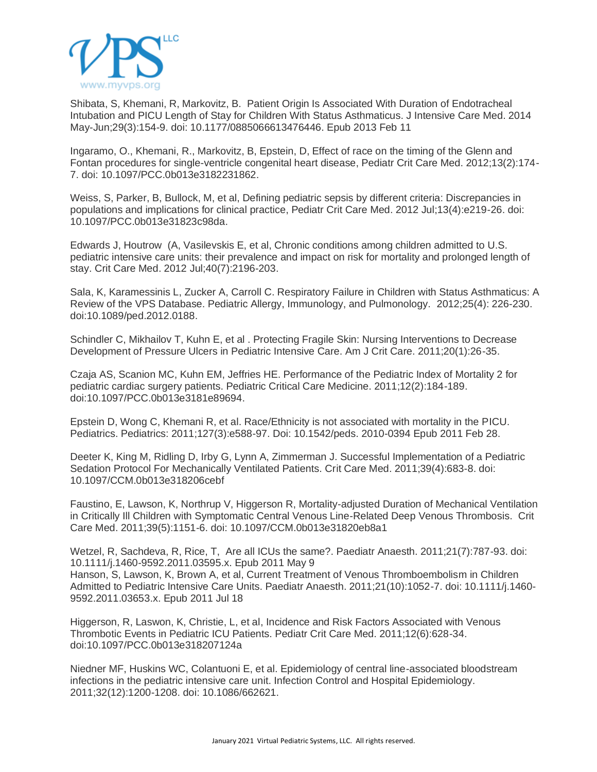Shibata, S, Khemani, R, Markovitz, B. Patient Origin Is Associated With Duration of Endotracheal Intubation and PICU Length of Stay for Children With Status Asthmaticus. J Intensive Care Med. 2014 May-Jun;29(3):154-9. doi: 10.1177/0885066613476446. Epub 2013 Feb 11

Ingaramo, O., Khemani, R., Markovitz, B, Epstein, D, Effect of race on the timing of the Glenn and Fontan procedures for single-ventricle congenital heart disease, Pediatr Crit Care Med. 2012;13(2):174-7. doi: 10.1097/PCC.0b013e3182231862.

Weiss, S, Parker, B, Bullock, M, et al, Defining pediatric sepsis by different criteria: Discrepancies in populations and implications for clinical practice, Pediatr Crit Care Med. 2012 Jul;13(4):e219-26. doi: 10.1097/PCC.0b013e31823c98da.

Edwards J, Houtrow (A, Vasilevskis E, et al, Chronic conditions among children admitted to U.S. pediatric intensive care units: their prevalence and impact on risk for mortality and prolonged length of stay. Crit Care Med. 2012 Jul;40(7):2196-203.

Sala, K, Karamessinis L, Zucker A, Carroll C. Respiratory Failure in Children with Status Asthmaticus: A Review of the VPS Database. Pediatric Allergy, Immunology, and Pulmonology. 2012;25(4): 226-230. doi:10.1089/ped.2012.0188.

Schindler C, Mikhailov T, Kuhn E, et al . Protecting Fragile Skin: Nursing Interventions to Decrease Development of Pressure Ulcers in Pediatric Intensive Care. Am J Crit Care. 2011;20(1):26-35.

Czaja AS, Scanion MC, Kuhn EM, Jeffries HE. Performance of the Pediatric Index of Mortality 2 for pediatric cardiac surgery patients. Pediatric Critical Care Medicine. 2011;12(2):184-189. doi:10.1097/PCC.0b013e3181e89694.

Epstein D, Wong C, Khemani R, et al. Race/Ethnicity is not associated with mortality in the PICU. Pediatrics. Pediatrics: 2011;127(3):e588-97. Doi: 10.1542/peds. 2010-0394 Epub 2011 Feb 28.

Deeter K, King M, Ridling D, Irby G, Lynn A, Zimmerman J. Successful Implementation of a Pediatric Sedation Protocol For Mechanically Ventilated Patients. Crit Care Med. 2011;39(4):683-8. doi: 10.1097/CCM.0b013e318206cebf

Faustino, E, Lawson, K, Northrup V, Higgerson R, Mortality-adjusted Duration of Mechanical Ventilation in Critically Ill Children with Symptomatic Central Venous Line-Related Deep Venous Thrombosis. Crit Care Med. 2011;39(5):1151-6. doi: 10.1097/CCM.0b013e31820eb8a1

Wetzel, R, Sachdeva, R, Rice, T, Are all ICUs the same?. Paediatr Anaesth. 2011;21(7):787-93. doi: 10.1111/j.1460-9592.2011.03595.x. Epub 2011 May 9
Hanson, S, Lawson, K, Brown A, et al, Current Treatment of Venous Thromboembolism in Children Admitted to Pediatric Intensive Care Units. Paediatr Anaesth. 2011;21(10):1052-7. doi: 10.1111/j.1460-9592.2011.03653.x. Epub 2011 Jul 18

Higgerson, R, Laswon, K, Christie, L, et al, Incidence and Risk Factors Associated with Venous Thrombotic Events in Pediatric ICU Patients. Pediatr Crit Care Med. 2011;12(6):628-34. doi:10.1097/PCC.0b013e318207124a

Niedner MF, Huskins WC, Colantuoni E, et al. Epidemiology of central line-associated bloodstream infections in the pediatric intensive care unit. Infection Control and Hospital Epidemiology. 2011;32(12):1200-1208. doi: 10.1086/662621.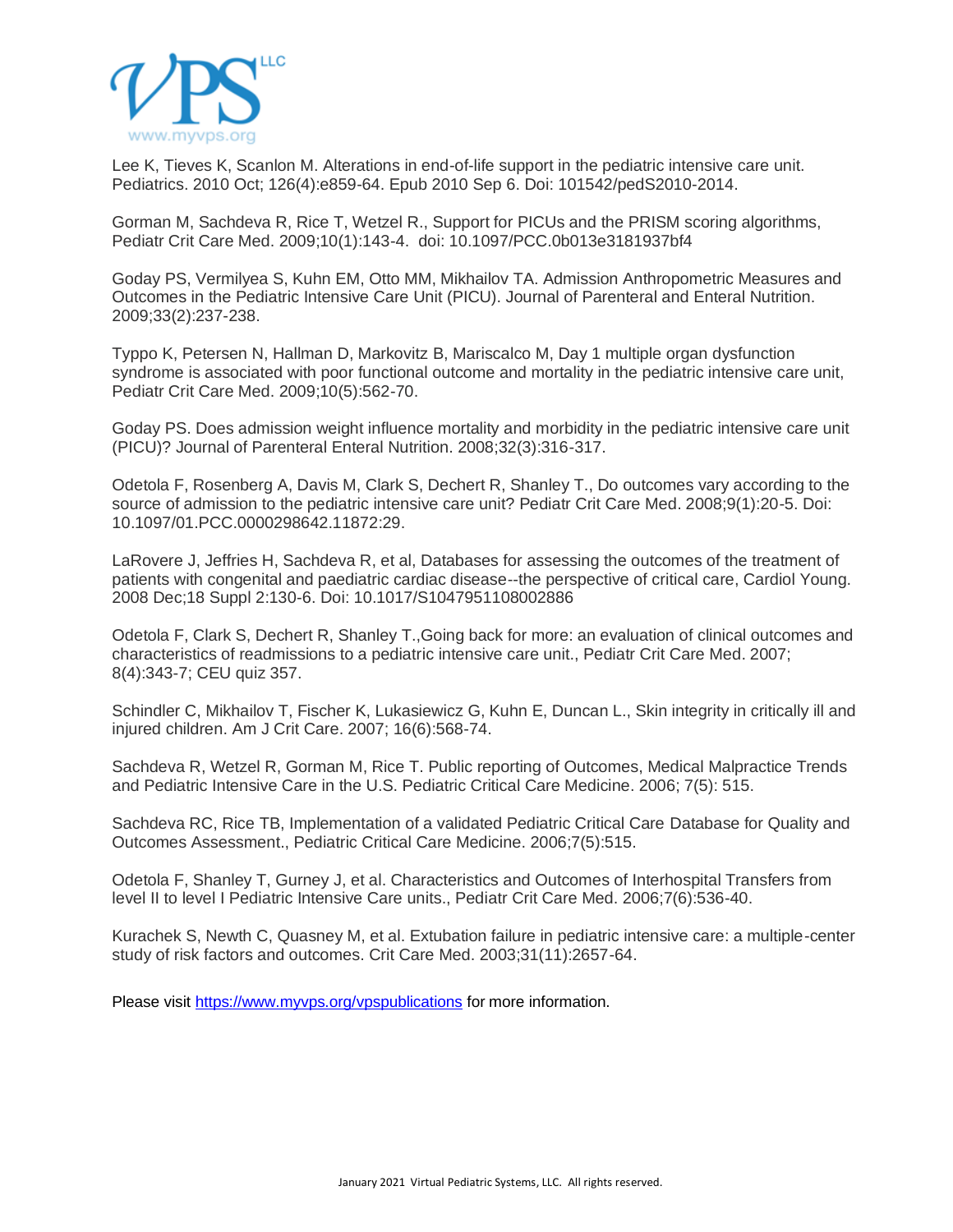Lee K, Tieves K, Scanlon M. Alterations in end-of-life support in the pediatric intensive care unit. Pediatrics. 2010 Oct; 126(4):e859-64. Epub 2010 Sep 6. Doi: 101542/pedS2010-2014.

Gorman M, Sachdeva R, Rice T, Wetzel R., Support for PICUs and the PRISM scoring algorithms, Pediatr Crit Care Med. 2009;10(1):143-4. doi: 10.1097/PCC.0b013e3181937bf4

Goday PS, Vermilyea S, Kuhn EM, Otto MM, Mikhailov TA. Admission Anthropometric Measures and Outcomes in the Pediatric Intensive Care Unit (PICU). Journal of Parenteral and Enteral Nutrition. 2009;33(2):237-238.

Typpo K, Petersen N, Hallman D, Markovitz B, Mariscalco M, Day 1 multiple organ dysfunction syndrome is associated with poor functional outcome and mortality in the pediatric intensive care unit, Pediatr Crit Care Med. 2009;10(5):562-70.

Goday PS. Does admission weight influence mortality and morbidity in the pediatric intensive care unit (PICU)? Journal of Parenteral Enteral Nutrition. 2008;32(3):316-317.

Odetola F, Rosenberg A, Davis M, Clark S, Dechert R, Shanley T., Do outcomes vary according to the source of admission to the pediatric intensive care unit? Pediatr Crit Care Med. 2008;9(1):20-5. Doi: 10.1097/01.PCC.0000298642.11872:29.

LaRovere J, Jeffries H, Sachdeva R, et al, Databases for assessing the outcomes of the treatment of patients with congenital and paediatric cardiac disease--the perspective of critical care, Cardiol Young. 2008 Dec;18 Suppl 2:130-6. Doi: 10.1017/S1047951108002886

Odetola F, Clark S, Dechert R, Shanley T.,Going back for more: an evaluation of clinical outcomes and characteristics of readmissions to a pediatric intensive care unit., Pediatr Crit Care Med. 2007; 8(4):343-7; CEU quiz 357.

Schindler C, Mikhailov T, Fischer K, Lukasiewicz G, Kuhn E, Duncan L., Skin integrity in critically ill and injured children. Am J Crit Care. 2007; 16(6):568-74.

Sachdeva R, Wetzel R, Gorman M, Rice T. Public reporting of Outcomes, Medical Malpractice Trends and Pediatric Intensive Care in the U.S. Pediatric Critical Care Medicine. 2006; 7(5): 515.

Sachdeva RC, Rice TB, Implementation of a validated Pediatric Critical Care Database for Quality and Outcomes Assessment., Pediatric Critical Care Medicine. 2006;7(5):515.

Odetola F, Shanley T, Gurney J, et al. Characteristics and Outcomes of Interhospital Transfers from level II to level I Pediatric Intensive Care units., Pediatr Crit Care Med. 2006;7(6):536-40.

Kurachek S, Newth C, Quasney M, et al. Extubation failure in pediatric intensive care: a multiple-center study of risk factors and outcomes. Crit Care Med. 2003;31(11):2657-64.

Please visit https://www.myvps.org/vpspublications for more information.